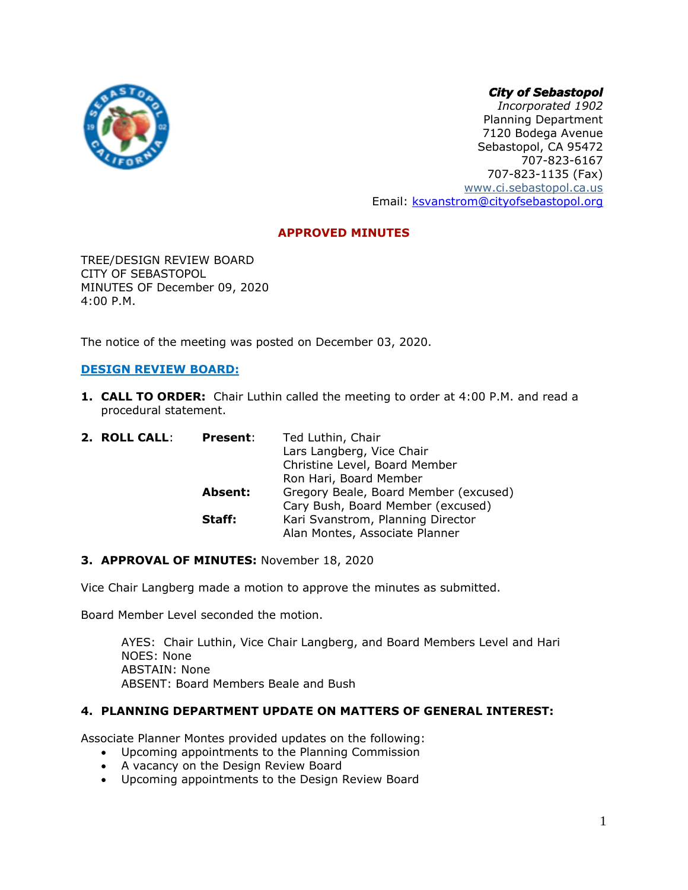***City of Sebastopol***
*Incorporated 1902*
Planning Department
7120 Bodega Avenue
Sebastopol, CA 95472
707-823-6167
707-823-1135 (Fax)
www.ci.sebastopol.ca.us
Email: ksvanstrom@cityofsebastopol.org

**APPROVED MINUTES**

TREE/DESIGN REVIEW BOARD
CITY OF SEBASTOPOL
MINUTES OF December 09, 2020
4:00 P.M.

The notice of the meeting was posted on December 03, 2020.

**DESIGN REVIEW BOARD:**

1. **CALL TO ORDER:** Chair Luthin called the meeting to order at 4:00 P.M. and read a procedural statement.

2. **ROLL CALL:**
   - **Present:** Ted Luthin, Chair; Lars Langberg, Vice Chair; Christine Level, Board Member; Ron Hari, Board Member
   - **Absent:** Gregory Beale, Board Member (excused); Cary Bush, Board Member (excused)
   - **Staff:** Kari Svanstrom, Planning Director; Alan Montes, Associate Planner

3. **APPROVAL OF MINUTES:** November 18, 2020

Vice Chair Langberg made a motion to approve the minutes as submitted.

Board Member Level seconded the motion.

> AYES: Chair Luthin, Vice Chair Langberg, and Board Members Level and Hari
> NOES: None
> ABSTAIN: None
> ABSENT: Board Members Beale and Bush

4. **PLANNING DEPARTMENT UPDATE ON MATTERS OF GENERAL INTEREST:**

Associate Planner Montes provided updates on the following:
- Upcoming appointments to the Planning Commission
- A vacancy on the Design Review Board
- Upcoming appointments to the Design Review Board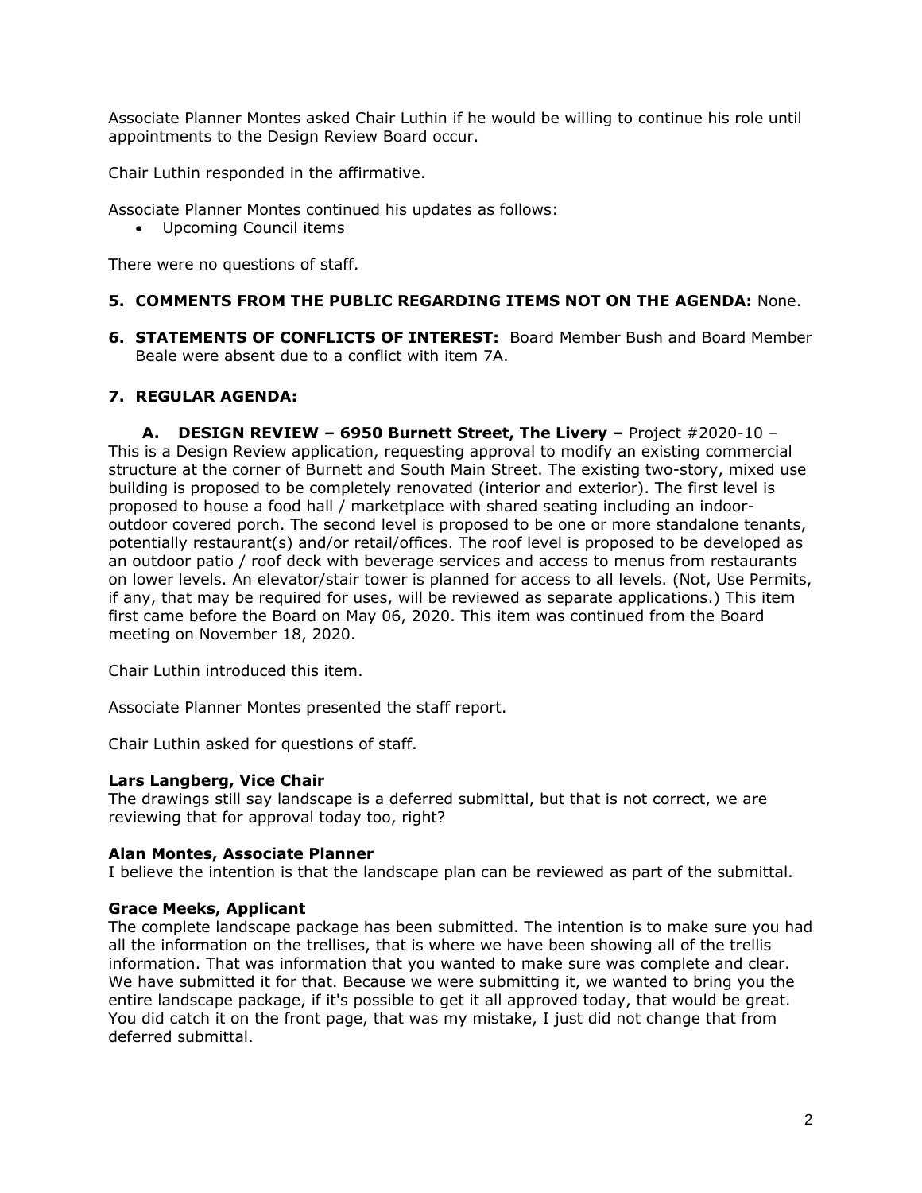Associate Planner Montes asked Chair Luthin if he would be willing to continue his role until appointments to the Design Review Board occur.

Chair Luthin responded in the affirmative.

Associate Planner Montes continued his updates as follows:

- Upcoming Council items

There were no questions of staff.

**5. COMMENTS FROM THE PUBLIC REGARDING ITEMS NOT ON THE AGENDA:** None.

**6. STATEMENTS OF CONFLICTS OF INTEREST:** Board Member Bush and Board Member Beale were absent due to a conflict with item 7A.

**7. REGULAR AGENDA:**

**A. DESIGN REVIEW – 6950 Burnett Street, The Livery –** Project #2020-10 – This is a Design Review application, requesting approval to modify an existing commercial structure at the corner of Burnett and South Main Street. The existing two-story, mixed use building is proposed to be completely renovated (interior and exterior). The first level is proposed to house a food hall / marketplace with shared seating including an indoor-outdoor covered porch. The second level is proposed to be one or more standalone tenants, potentially restaurant(s) and/or retail/offices. The roof level is proposed to be developed as an outdoor patio / roof deck with beverage services and access to menus from restaurants on lower levels. An elevator/stair tower is planned for access to all levels. (Not, Use Permits, if any, that may be required for uses, will be reviewed as separate applications.) This item first came before the Board on May 06, 2020. This item was continued from the Board meeting on November 18, 2020.

Chair Luthin introduced this item.

Associate Planner Montes presented the staff report.

Chair Luthin asked for questions of staff.

**Lars Langberg, Vice Chair**
The drawings still say landscape is a deferred submittal, but that is not correct, we are reviewing that for approval today too, right?

**Alan Montes, Associate Planner**
I believe the intention is that the landscape plan can be reviewed as part of the submittal.

**Grace Meeks, Applicant**
The complete landscape package has been submitted. The intention is to make sure you had all the information on the trellises, that is where we have been showing all of the trellis information. That was information that you wanted to make sure was complete and clear. We have submitted it for that. Because we were submitting it, we wanted to bring you the entire landscape package, if it's possible to get it all approved today, that would be great. You did catch it on the front page, that was my mistake, I just did not change that from deferred submittal.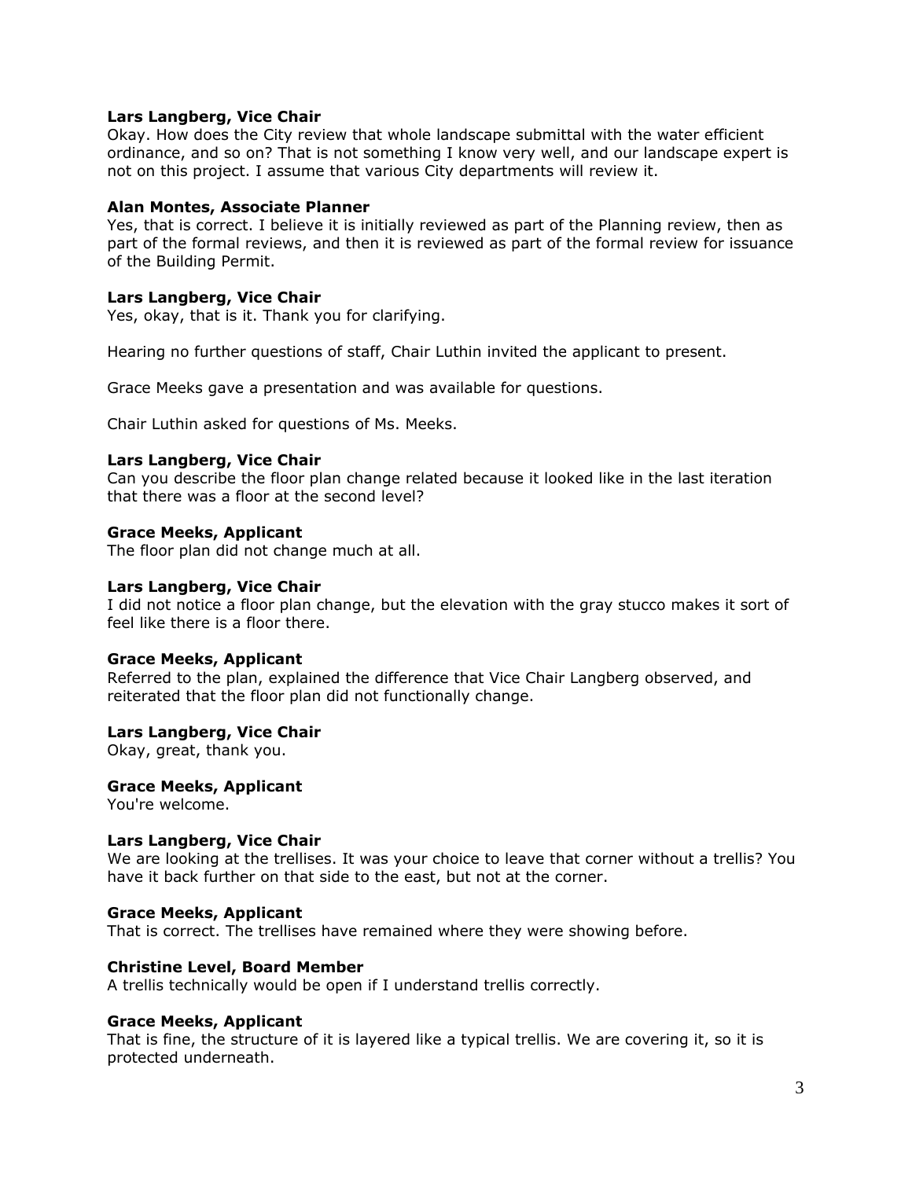**Lars Langberg, Vice Chair**
Okay. How does the City review that whole landscape submittal with the water efficient ordinance, and so on? That is not something I know very well, and our landscape expert is not on this project. I assume that various City departments will review it.

**Alan Montes, Associate Planner**
Yes, that is correct. I believe it is initially reviewed as part of the Planning review, then as part of the formal reviews, and then it is reviewed as part of the formal review for issuance of the Building Permit.

**Lars Langberg, Vice Chair**
Yes, okay, that is it. Thank you for clarifying.

Hearing no further questions of staff, Chair Luthin invited the applicant to present.

Grace Meeks gave a presentation and was available for questions.

Chair Luthin asked for questions of Ms. Meeks.

**Lars Langberg, Vice Chair**
Can you describe the floor plan change related because it looked like in the last iteration that there was a floor at the second level?

**Grace Meeks, Applicant**
The floor plan did not change much at all.

**Lars Langberg, Vice Chair**
I did not notice a floor plan change, but the elevation with the gray stucco makes it sort of feel like there is a floor there.

**Grace Meeks, Applicant**
Referred to the plan, explained the difference that Vice Chair Langberg observed, and reiterated that the floor plan did not functionally change.

**Lars Langberg, Vice Chair**
Okay, great, thank you.

**Grace Meeks, Applicant**
You're welcome.

**Lars Langberg, Vice Chair**
We are looking at the trellises. It was your choice to leave that corner without a trellis? You have it back further on that side to the east, but not at the corner.

**Grace Meeks, Applicant**
That is correct. The trellises have remained where they were showing before.

**Christine Level, Board Member**
A trellis technically would be open if I understand trellis correctly.

**Grace Meeks, Applicant**
That is fine, the structure of it is layered like a typical trellis. We are covering it, so it is protected underneath.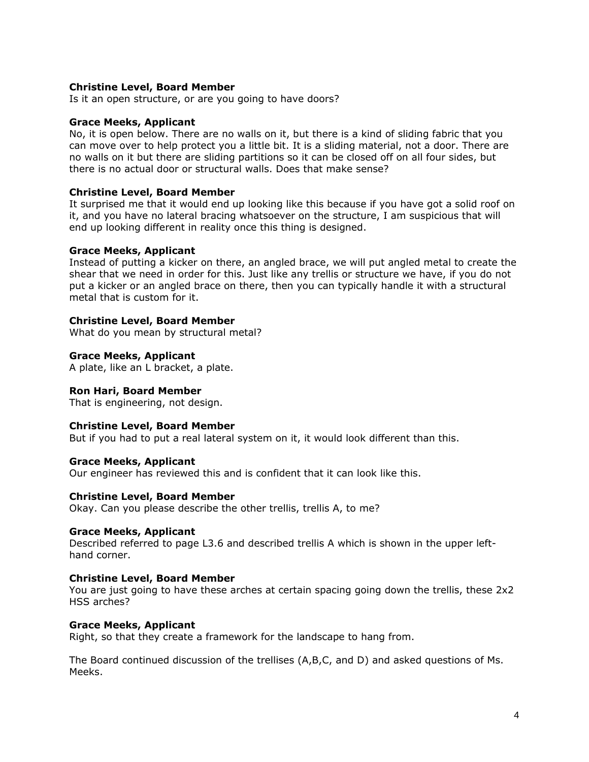**Christine Level, Board Member**
Is it an open structure, or are you going to have doors?

**Grace Meeks, Applicant**
No, it is open below. There are no walls on it, but there is a kind of sliding fabric that you can move over to help protect you a little bit. It is a sliding material, not a door. There are no walls on it but there are sliding partitions so it can be closed off on all four sides, but there is no actual door or structural walls. Does that make sense?

**Christine Level, Board Member**
It surprised me that it would end up looking like this because if you have got a solid roof on it, and you have no lateral bracing whatsoever on the structure, I am suspicious that will end up looking different in reality once this thing is designed.

**Grace Meeks, Applicant**
Instead of putting a kicker on there, an angled brace, we will put angled metal to create the shear that we need in order for this. Just like any trellis or structure we have, if you do not put a kicker or an angled brace on there, then you can typically handle it with a structural metal that is custom for it.

**Christine Level, Board Member**
What do you mean by structural metal?

**Grace Meeks, Applicant**
A plate, like an L bracket, a plate.

**Ron Hari, Board Member**
That is engineering, not design.

**Christine Level, Board Member**
But if you had to put a real lateral system on it, it would look different than this.

**Grace Meeks, Applicant**
Our engineer has reviewed this and is confident that it can look like this.

**Christine Level, Board Member**
Okay. Can you please describe the other trellis, trellis A, to me?

**Grace Meeks, Applicant**
Described referred to page L3.6 and described trellis A which is shown in the upper left-hand corner.

**Christine Level, Board Member**
You are just going to have these arches at certain spacing going down the trellis, these 2x2 HSS arches?

**Grace Meeks, Applicant**
Right, so that they create a framework for the landscape to hang from.

The Board continued discussion of the trellises (A,B,C, and D) and asked questions of Ms. Meeks.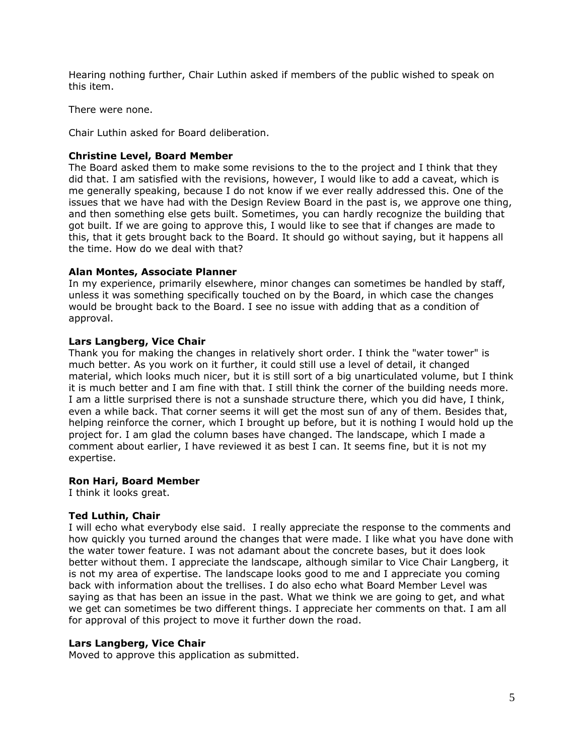Hearing nothing further, Chair Luthin asked if members of the public wished to speak on this item.

There were none.

Chair Luthin asked for Board deliberation.

**Christine Level, Board Member**
The Board asked them to make some revisions to the to the project and I think that they did that. I am satisfied with the revisions, however, I would like to add a caveat, which is me generally speaking, because I do not know if we ever really addressed this. One of the issues that we have had with the Design Review Board in the past is, we approve one thing, and then something else gets built. Sometimes, you can hardly recognize the building that got built. If we are going to approve this, I would like to see that if changes are made to this, that it gets brought back to the Board. It should go without saying, but it happens all the time. How do we deal with that?

**Alan Montes, Associate Planner**
In my experience, primarily elsewhere, minor changes can sometimes be handled by staff, unless it was something specifically touched on by the Board, in which case the changes would be brought back to the Board. I see no issue with adding that as a condition of approval.

**Lars Langberg, Vice Chair**
Thank you for making the changes in relatively short order. I think the "water tower" is much better. As you work on it further, it could still use a level of detail, it changed material, which looks much nicer, but it is still sort of a big unarticulated volume, but I think it is much better and I am fine with that. I still think the corner of the building needs more. I am a little surprised there is not a sunshade structure there, which you did have, I think, even a while back. That corner seems it will get the most sun of any of them. Besides that, helping reinforce the corner, which I brought up before, but it is nothing I would hold up the project for. I am glad the column bases have changed. The landscape, which I made a comment about earlier, I have reviewed it as best I can. It seems fine, but it is not my expertise.

**Ron Hari, Board Member**
I think it looks great.

**Ted Luthin, Chair**
I will echo what everybody else said. I really appreciate the response to the comments and how quickly you turned around the changes that were made. I like what you have done with the water tower feature. I was not adamant about the concrete bases, but it does look better without them. I appreciate the landscape, although similar to Vice Chair Langberg, it is not my area of expertise. The landscape looks good to me and I appreciate you coming back with information about the trellises. I do also echo what Board Member Level was saying as that has been an issue in the past. What we think we are going to get, and what we get can sometimes be two different things. I appreciate her comments on that. I am all for approval of this project to move it further down the road.

**Lars Langberg, Vice Chair**
Moved to approve this application as submitted.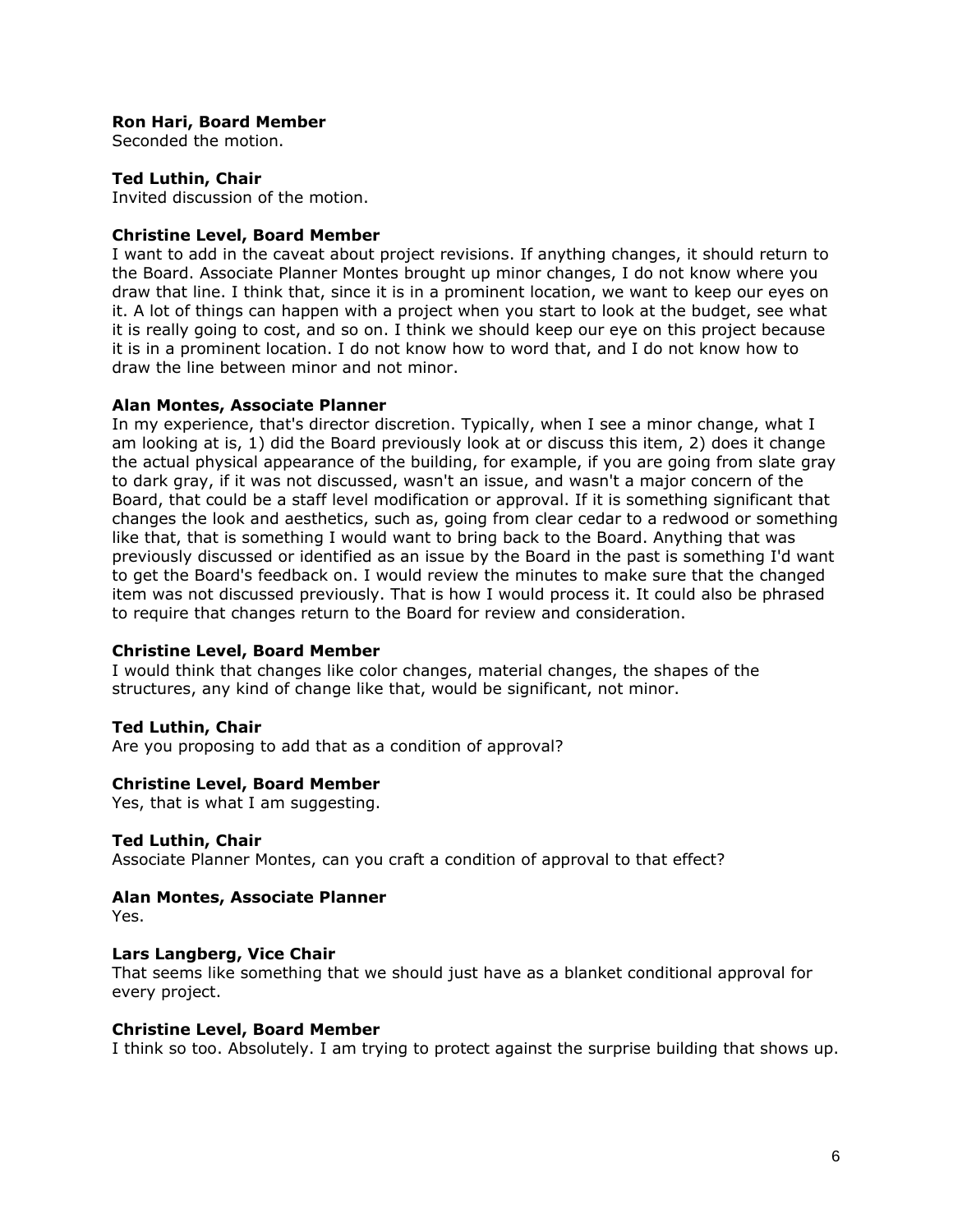**Ron Hari, Board Member**
Seconded the motion.

**Ted Luthin, Chair**
Invited discussion of the motion.

**Christine Level, Board Member**
I want to add in the caveat about project revisions. If anything changes, it should return to the Board. Associate Planner Montes brought up minor changes, I do not know where you draw that line. I think that, since it is in a prominent location, we want to keep our eyes on it. A lot of things can happen with a project when you start to look at the budget, see what it is really going to cost, and so on. I think we should keep our eye on this project because it is in a prominent location. I do not know how to word that, and I do not know how to draw the line between minor and not minor.

**Alan Montes, Associate Planner**
In my experience, that's director discretion. Typically, when I see a minor change, what I am looking at is, 1) did the Board previously look at or discuss this item, 2) does it change the actual physical appearance of the building, for example, if you are going from slate gray to dark gray, if it was not discussed, wasn't an issue, and wasn't a major concern of the Board, that could be a staff level modification or approval. If it is something significant that changes the look and aesthetics, such as, going from clear cedar to a redwood or something like that, that is something I would want to bring back to the Board. Anything that was previously discussed or identified as an issue by the Board in the past is something I'd want to get the Board's feedback on. I would review the minutes to make sure that the changed item was not discussed previously. That is how I would process it. It could also be phrased to require that changes return to the Board for review and consideration.

**Christine Level, Board Member**
I would think that changes like color changes, material changes, the shapes of the structures, any kind of change like that, would be significant, not minor.

**Ted Luthin, Chair**
Are you proposing to add that as a condition of approval?

**Christine Level, Board Member**
Yes, that is what I am suggesting.

**Ted Luthin, Chair**
Associate Planner Montes, can you craft a condition of approval to that effect?

**Alan Montes, Associate Planner**
Yes.

**Lars Langberg, Vice Chair**
That seems like something that we should just have as a blanket conditional approval for every project.

**Christine Level, Board Member**
I think so too. Absolutely. I am trying to protect against the surprise building that shows up.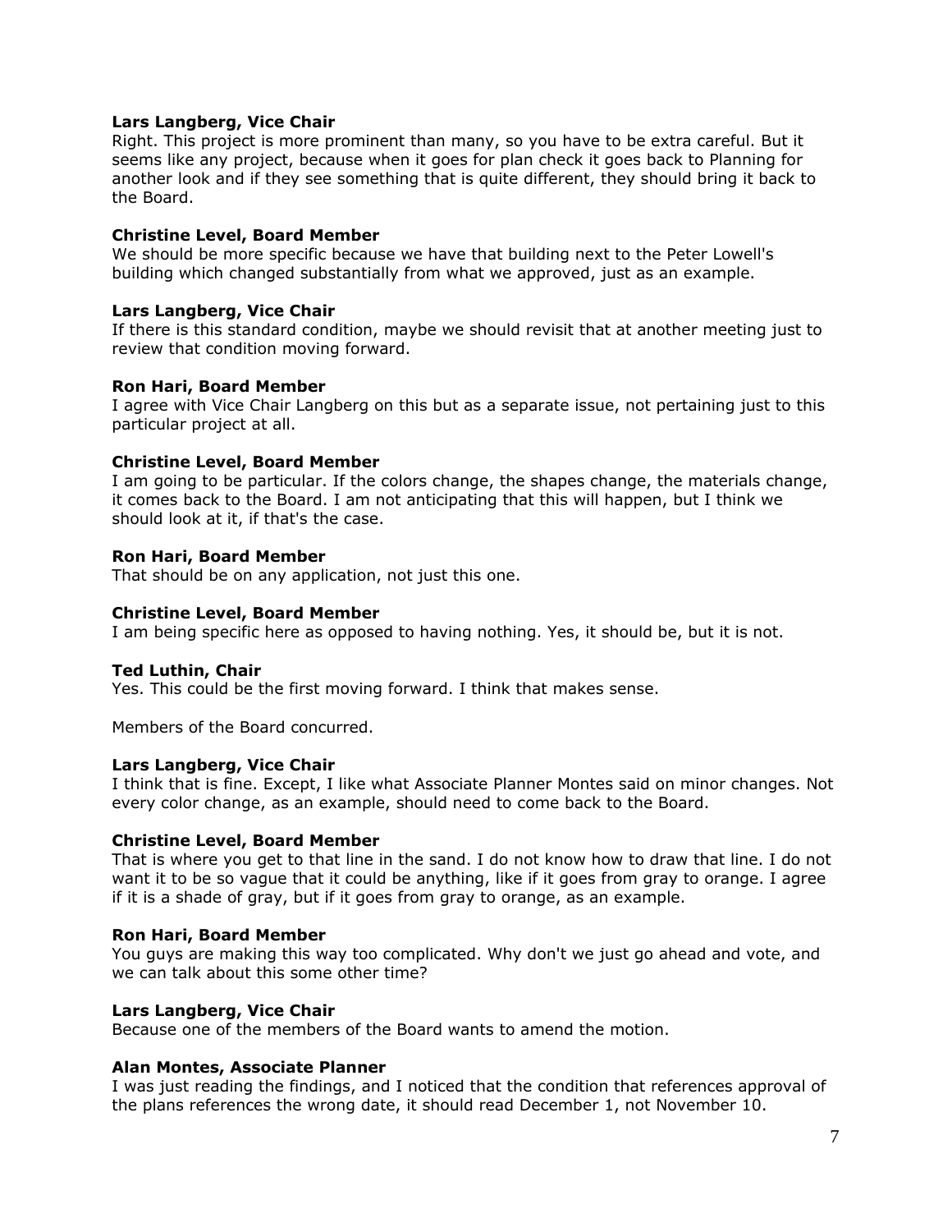**Lars Langberg, Vice Chair**
Right. This project is more prominent than many, so you have to be extra careful. But it seems like any project, because when it goes for plan check it goes back to Planning for another look and if they see something that is quite different, they should bring it back to the Board.

**Christine Level, Board Member**
We should be more specific because we have that building next to the Peter Lowell's building which changed substantially from what we approved, just as an example.

**Lars Langberg, Vice Chair**
If there is this standard condition, maybe we should revisit that at another meeting just to review that condition moving forward.

**Ron Hari, Board Member**
I agree with Vice Chair Langberg on this but as a separate issue, not pertaining just to this particular project at all.

**Christine Level, Board Member**
I am going to be particular. If the colors change, the shapes change, the materials change, it comes back to the Board. I am not anticipating that this will happen, but I think we should look at it, if that's the case.

**Ron Hari, Board Member**
That should be on any application, not just this one.

**Christine Level, Board Member**
I am being specific here as opposed to having nothing. Yes, it should be, but it is not.

**Ted Luthin, Chair**
Yes. This could be the first moving forward. I think that makes sense.

Members of the Board concurred.

**Lars Langberg, Vice Chair**
I think that is fine. Except, I like what Associate Planner Montes said on minor changes. Not every color change, as an example, should need to come back to the Board.

**Christine Level, Board Member**
That is where you get to that line in the sand. I do not know how to draw that line. I do not want it to be so vague that it could be anything, like if it goes from gray to orange. I agree if it is a shade of gray, but if it goes from gray to orange, as an example.

**Ron Hari, Board Member**
You guys are making this way too complicated. Why don't we just go ahead and vote, and we can talk about this some other time?

**Lars Langberg, Vice Chair**
Because one of the members of the Board wants to amend the motion.

**Alan Montes, Associate Planner**
I was just reading the findings, and I noticed that the condition that references approval of the plans references the wrong date, it should read December 1, not November 10.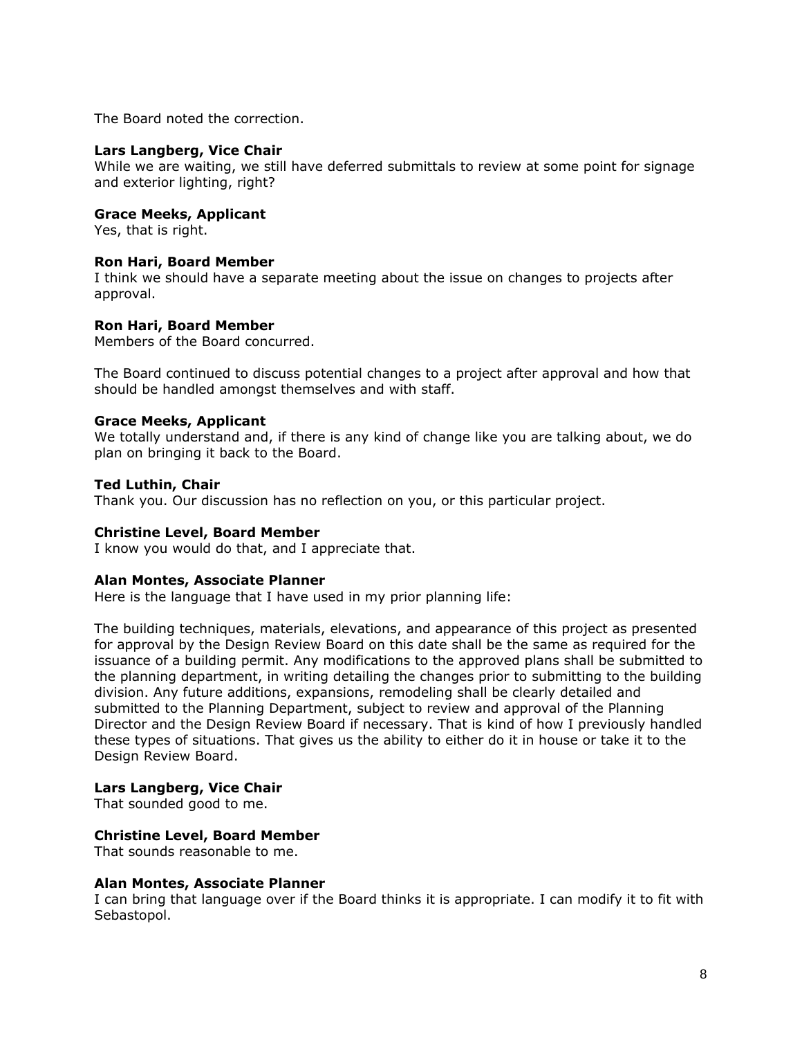The Board noted the correction.

**Lars Langberg, Vice Chair**
While we are waiting, we still have deferred submittals to review at some point for signage and exterior lighting, right?

**Grace Meeks, Applicant**
Yes, that is right.

**Ron Hari, Board Member**
I think we should have a separate meeting about the issue on changes to projects after approval.

**Ron Hari, Board Member**
Members of the Board concurred.

The Board continued to discuss potential changes to a project after approval and how that should be handled amongst themselves and with staff.

**Grace Meeks, Applicant**
We totally understand and, if there is any kind of change like you are talking about, we do plan on bringing it back to the Board.

**Ted Luthin, Chair**
Thank you. Our discussion has no reflection on you, or this particular project.

**Christine Level, Board Member**
I know you would do that, and I appreciate that.

**Alan Montes, Associate Planner**
Here is the language that I have used in my prior planning life:

The building techniques, materials, elevations, and appearance of this project as presented for approval by the Design Review Board on this date shall be the same as required for the issuance of a building permit. Any modifications to the approved plans shall be submitted to the planning department, in writing detailing the changes prior to submitting to the building division. Any future additions, expansions, remodeling shall be clearly detailed and submitted to the Planning Department, subject to review and approval of the Planning Director and the Design Review Board if necessary. That is kind of how I previously handled these types of situations. That gives us the ability to either do it in house or take it to the Design Review Board.

**Lars Langberg, Vice Chair**
That sounded good to me.

**Christine Level, Board Member**
That sounds reasonable to me.

**Alan Montes, Associate Planner**
I can bring that language over if the Board thinks it is appropriate. I can modify it to fit with Sebastopol.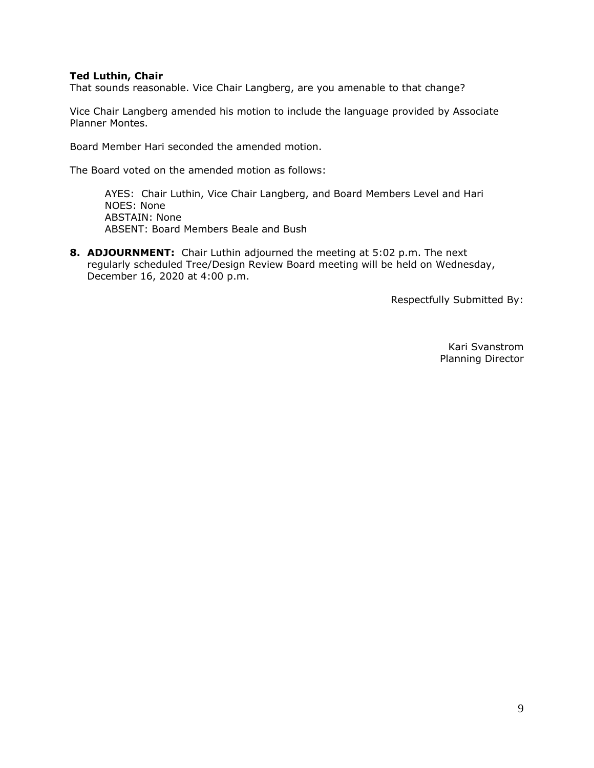**Ted Luthin, Chair**
That sounds reasonable. Vice Chair Langberg, are you amenable to that change?

Vice Chair Langberg amended his motion to include the language provided by Associate Planner Montes.

Board Member Hari seconded the amended motion.

The Board voted on the amended motion as follows:

> AYES: Chair Luthin, Vice Chair Langberg, and Board Members Level and Hari
> NOES: None
> ABSTAIN: None
> ABSENT: Board Members Beale and Bush

8. **ADJOURNMENT:** Chair Luthin adjourned the meeting at 5:02 p.m. The next regularly scheduled Tree/Design Review Board meeting will be held on Wednesday, December 16, 2020 at 4:00 p.m.

Respectfully Submitted By:

Kari Svanstrom
Planning Director